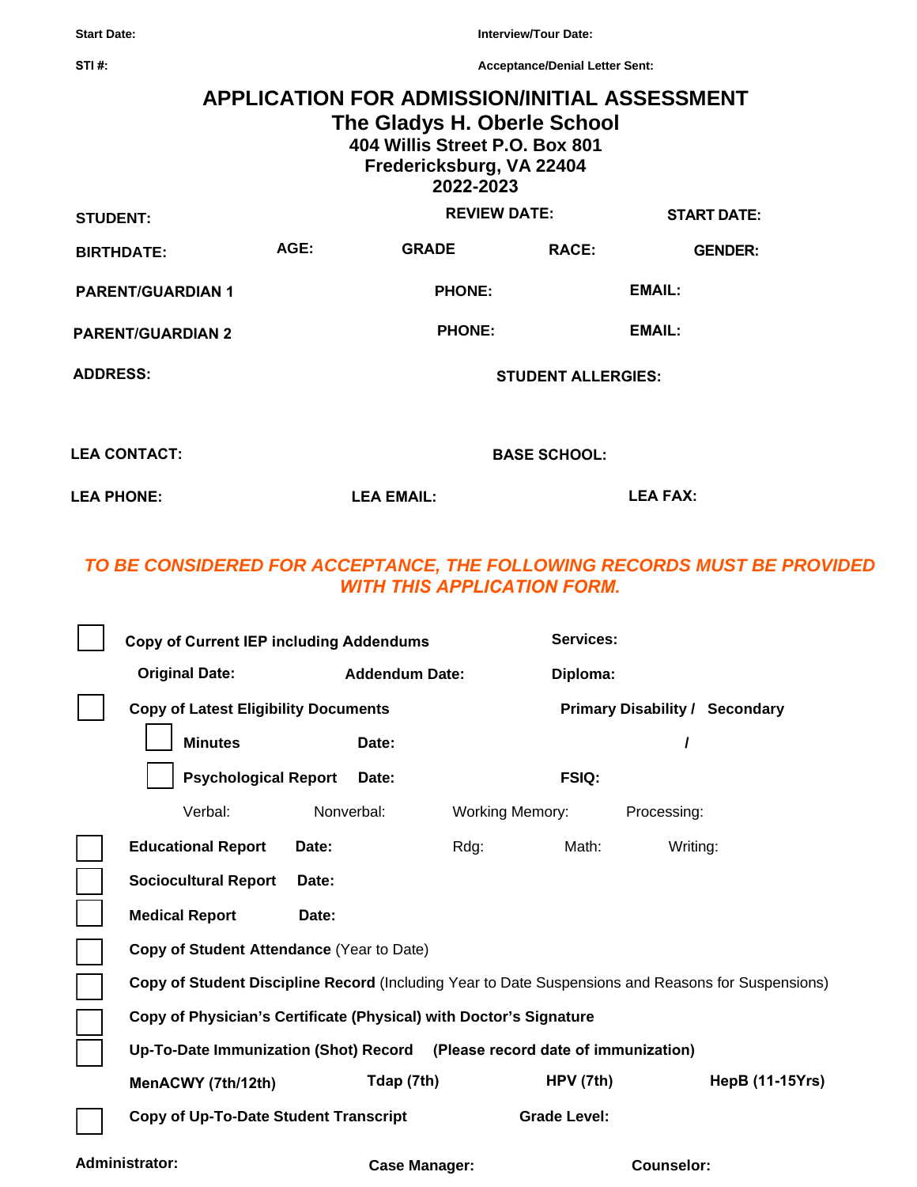**Start Date:** **Interview/Tour Date:**

**STI #:** **Acceptance/Denial Letter Sent:**

# APPLICATION FOR ADMISSION/INITIAL ASSESSMENT

## The Gladys H. Oberle School

### 404 Willis Street P.O. Box 801
### Fredericksburg, VA 22404
### 2022-2023

**STUDENT:** **REVIEW DATE:** **START DATE:**

**BIRTHDATE:** **AGE:** **GRADE** **RACE:** **GENDER:**

**PARENT/GUARDIAN 1** **PHONE:** **EMAIL:**

**PARENT/GUARDIAN 2** **PHONE:** **EMAIL:**

**ADDRESS:** **STUDENT ALLERGIES:**

**LEA CONTACT:** **BASE SCHOOL:**

**LEA PHONE:** **LEA EMAIL:** **LEA FAX:**

***TO BE CONSIDERED FOR ACCEPTANCE, THE FOLLOWING RECORDS MUST BE PROVIDED WITH THIS APPLICATION FORM.***

- [ ] **Copy of Current IEP including Addendums** **Services:**
  - **Original Date:** **Addendum Date:** **Diploma:**
- [ ] **Copy of Latest Eligibility Documents** **Primary Disability / Secondary**
  - [ ] **Minutes** **Date:** **/**
  - [ ] **Psychological Report** **Date:** **FSIQ:**
    - Verbal: Nonverbal: Working Memory: Processing:
- [ ] **Educational Report** **Date:** Rdg: Math: Writing:
- [ ] **Sociocultural Report** **Date:**
- [ ] **Medical Report** **Date:**
- [ ] **Copy of Student Attendance** (Year to Date)
- [ ] **Copy of Student Discipline Record** (Including Year to Date Suspensions and Reasons for Suspensions)
- [ ] **Copy of Physician's Certificate (Physical) with Doctor's Signature**
- [ ] **Up-To-Date Immunization (Shot) Record** **(Please record date of immunization)**
  - **MenACWY (7th/12th)** **Tdap (7th)** **HPV (7th)** **HepB (11-15Yrs)**
- [ ] **Copy of Up-To-Date Student Transcript** **Grade Level:**

**Administrator:** **Case Manager:** **Counselor:**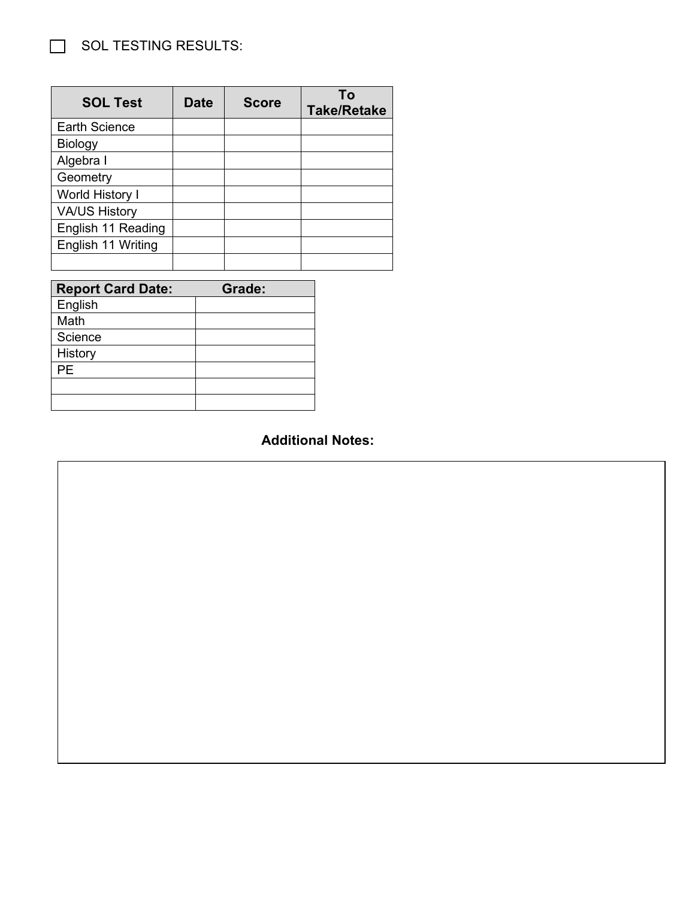☐ SOL TESTING RESULTS:

| SOL Test | Date | Score | To Take/Retake |
| --- | --- | --- | --- |
| Earth Science | | | |
| Biology | | | |
| Algebra I | | | |
| Geometry | | | |
| World History I | | | |
| VA/US History | | | |
| English 11 Reading | | | |
| English 11 Writing | | | |
| | | | |

| Report Card Date: | Grade: |
| --- | --- |
| English | |
| Math | |
| Science | |
| History | |
| PE | |
| | |
| | |

**Additional Notes:**